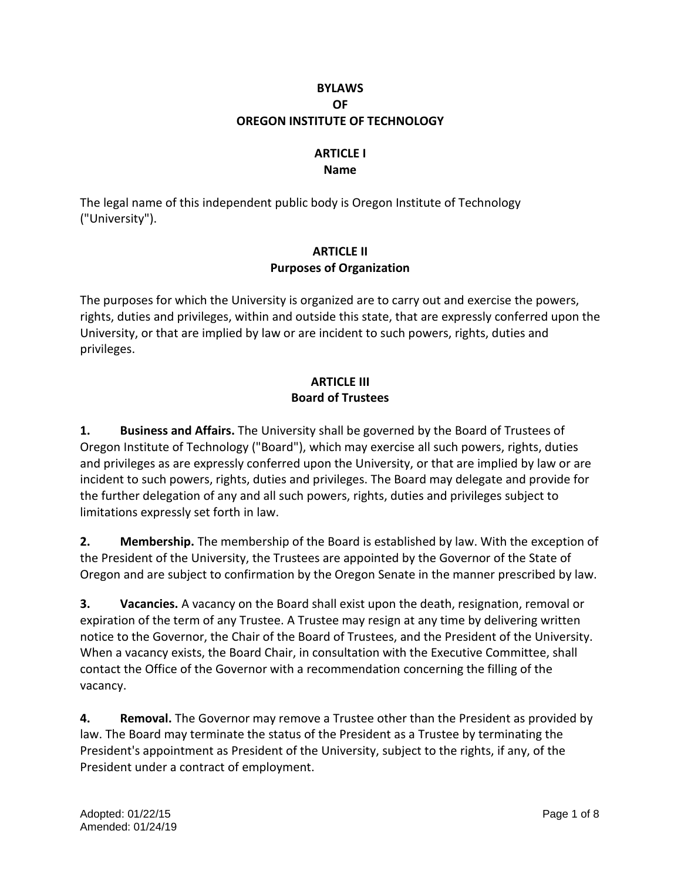# BYLAWS
# OF
# OREGON INSTITUTE OF TECHNOLOGY

## ARTICLE I
## Name

The legal name of this independent public body is Oregon Institute of Technology ("University").

## ARTICLE II
## Purposes of Organization

The purposes for which the University is organized are to carry out and exercise the powers, rights, duties and privileges, within and outside this state, that are expressly conferred upon the University, or that are implied by law or are incident to such powers, rights, duties and privileges.

## ARTICLE III
## Board of Trustees

**1. Business and Affairs.** The University shall be governed by the Board of Trustees of Oregon Institute of Technology ("Board"), which may exercise all such powers, rights, duties and privileges as are expressly conferred upon the University, or that are implied by law or are incident to such powers, rights, duties and privileges. The Board may delegate and provide for the further delegation of any and all such powers, rights, duties and privileges subject to limitations expressly set forth in law.

**2. Membership.** The membership of the Board is established by law. With the exception of the President of the University, the Trustees are appointed by the Governor of the State of Oregon and are subject to confirmation by the Oregon Senate in the manner prescribed by law.

**3. Vacancies.** A vacancy on the Board shall exist upon the death, resignation, removal or expiration of the term of any Trustee. A Trustee may resign at any time by delivering written notice to the Governor, the Chair of the Board of Trustees, and the President of the University. When a vacancy exists, the Board Chair, in consultation with the Executive Committee, shall contact the Office of the Governor with a recommendation concerning the filling of the vacancy.

**4. Removal.** The Governor may remove a Trustee other than the President as provided by law. The Board may terminate the status of the President as a Trustee by terminating the President's appointment as President of the University, subject to the rights, if any, of the President under a contract of employment.

Adopted: 01/22/15
Amended: 01/24/19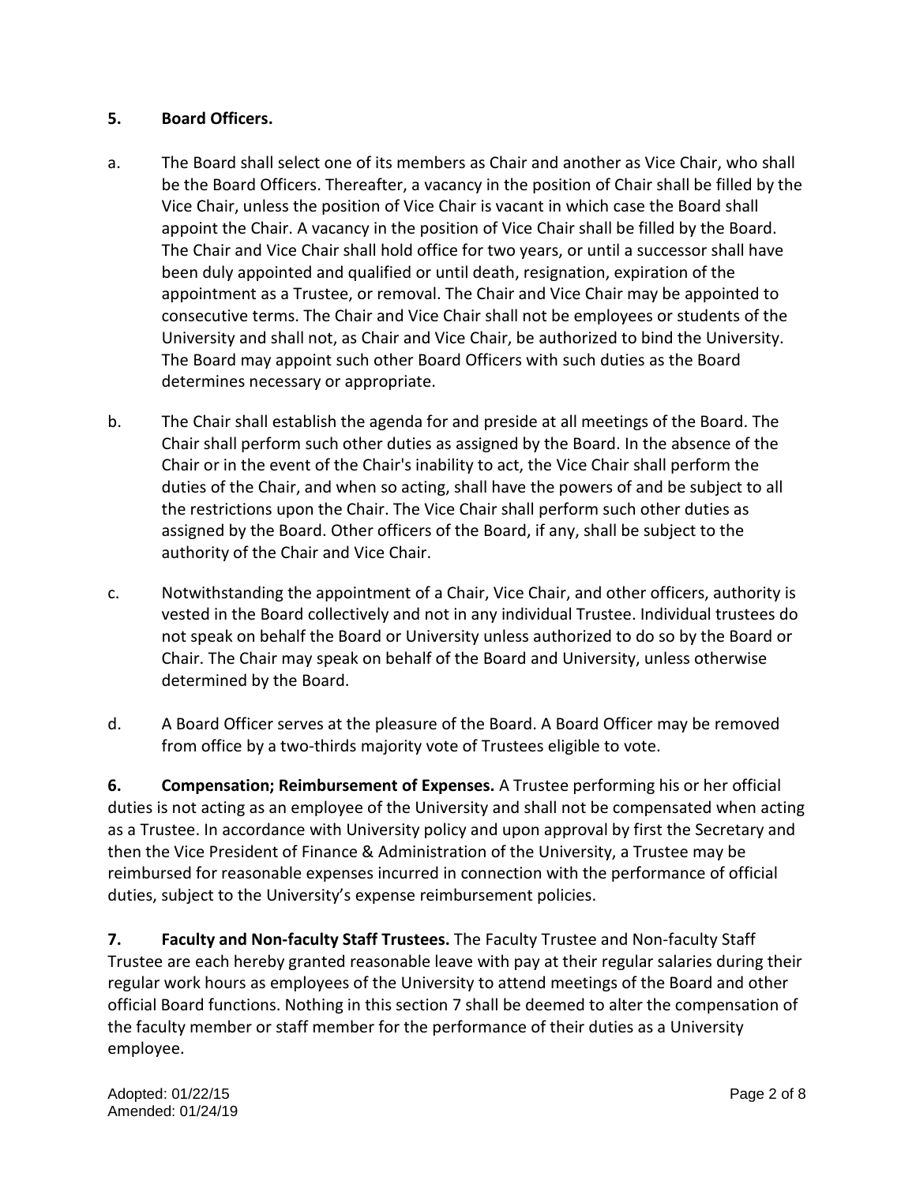## 5. Board Officers.

a. The Board shall select one of its members as Chair and another as Vice Chair, who shall be the Board Officers. Thereafter, a vacancy in the position of Chair shall be filled by the Vice Chair, unless the position of Vice Chair is vacant in which case the Board shall appoint the Chair. A vacancy in the position of Vice Chair shall be filled by the Board. The Chair and Vice Chair shall hold office for two years, or until a successor shall have been duly appointed and qualified or until death, resignation, expiration of the appointment as a Trustee, or removal. The Chair and Vice Chair may be appointed to consecutive terms. The Chair and Vice Chair shall not be employees or students of the University and shall not, as Chair and Vice Chair, be authorized to bind the University. The Board may appoint such other Board Officers with such duties as the Board determines necessary or appropriate.

b. The Chair shall establish the agenda for and preside at all meetings of the Board. The Chair shall perform such other duties as assigned by the Board. In the absence of the Chair or in the event of the Chair's inability to act, the Vice Chair shall perform the duties of the Chair, and when so acting, shall have the powers of and be subject to all the restrictions upon the Chair. The Vice Chair shall perform such other duties as assigned by the Board. Other officers of the Board, if any, shall be subject to the authority of the Chair and Vice Chair.

c. Notwithstanding the appointment of a Chair, Vice Chair, and other officers, authority is vested in the Board collectively and not in any individual Trustee. Individual trustees do not speak on behalf the Board or University unless authorized to do so by the Board or Chair. The Chair may speak on behalf of the Board and University, unless otherwise determined by the Board.

d. A Board Officer serves at the pleasure of the Board. A Board Officer may be removed from office by a two-thirds majority vote of Trustees eligible to vote.

**6. Compensation; Reimbursement of Expenses.** A Trustee performing his or her official duties is not acting as an employee of the University and shall not be compensated when acting as a Trustee. In accordance with University policy and upon approval by first the Secretary and then the Vice President of Finance & Administration of the University, a Trustee may be reimbursed for reasonable expenses incurred in connection with the performance of official duties, subject to the University's expense reimbursement policies.

**7. Faculty and Non-faculty Staff Trustees.** The Faculty Trustee and Non-faculty Staff Trustee are each hereby granted reasonable leave with pay at their regular salaries during their regular work hours as employees of the University to attend meetings of the Board and other official Board functions. Nothing in this section 7 shall be deemed to alter the compensation of the faculty member or staff member for the performance of their duties as a University employee.

Adopted: 01/22/15
Amended: 01/24/19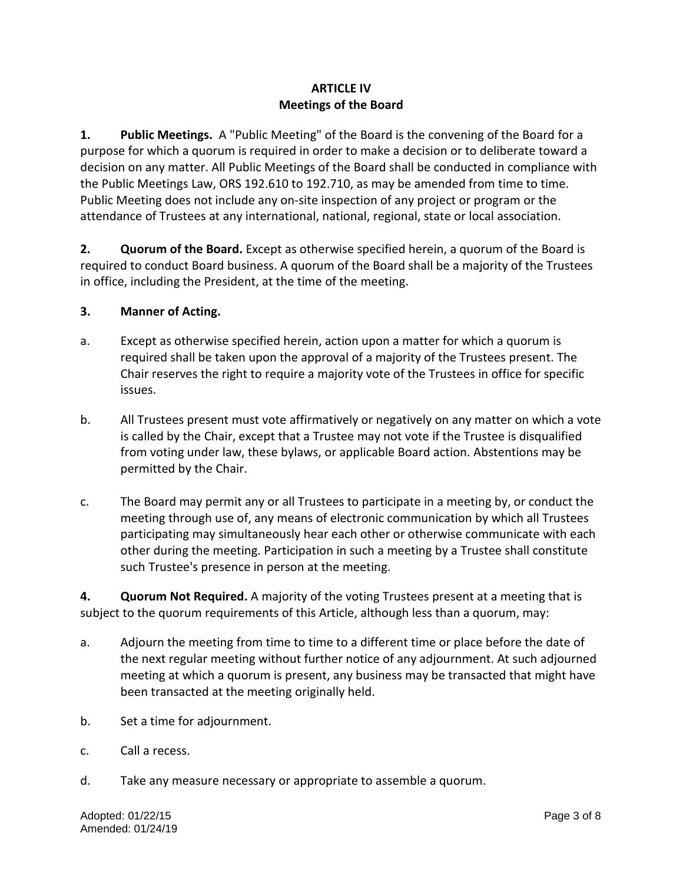## ARTICLE IV
## Meetings of the Board

**1. Public Meetings.** A "Public Meeting" of the Board is the convening of the Board for a purpose for which a quorum is required in order to make a decision or to deliberate toward a decision on any matter. All Public Meetings of the Board shall be conducted in compliance with the Public Meetings Law, ORS 192.610 to 192.710, as may be amended from time to time. Public Meeting does not include any on-site inspection of any project or program or the attendance of Trustees at any international, national, regional, state or local association.

**2. Quorum of the Board.** Except as otherwise specified herein, a quorum of the Board is required to conduct Board business. A quorum of the Board shall be a majority of the Trustees in office, including the President, at the time of the meeting.

**3. Manner of Acting.**

a. Except as otherwise specified herein, action upon a matter for which a quorum is required shall be taken upon the approval of a majority of the Trustees present. The Chair reserves the right to require a majority vote of the Trustees in office for specific issues.

b. All Trustees present must vote affirmatively or negatively on any matter on which a vote is called by the Chair, except that a Trustee may not vote if the Trustee is disqualified from voting under law, these bylaws, or applicable Board action. Abstentions may be permitted by the Chair.

c. The Board may permit any or all Trustees to participate in a meeting by, or conduct the meeting through use of, any means of electronic communication by which all Trustees participating may simultaneously hear each other or otherwise communicate with each other during the meeting. Participation in such a meeting by a Trustee shall constitute such Trustee's presence in person at the meeting.

**4. Quorum Not Required.** A majority of the voting Trustees present at a meeting that is subject to the quorum requirements of this Article, although less than a quorum, may:

a. Adjourn the meeting from time to time to a different time or place before the date of the next regular meeting without further notice of any adjournment. At such adjourned meeting at which a quorum is present, any business may be transacted that might have been transacted at the meeting originally held.

b. Set a time for adjournment.

c. Call a recess.

d. Take any measure necessary or appropriate to assemble a quorum.

Adopted: 01/22/15
Amended: 01/24/19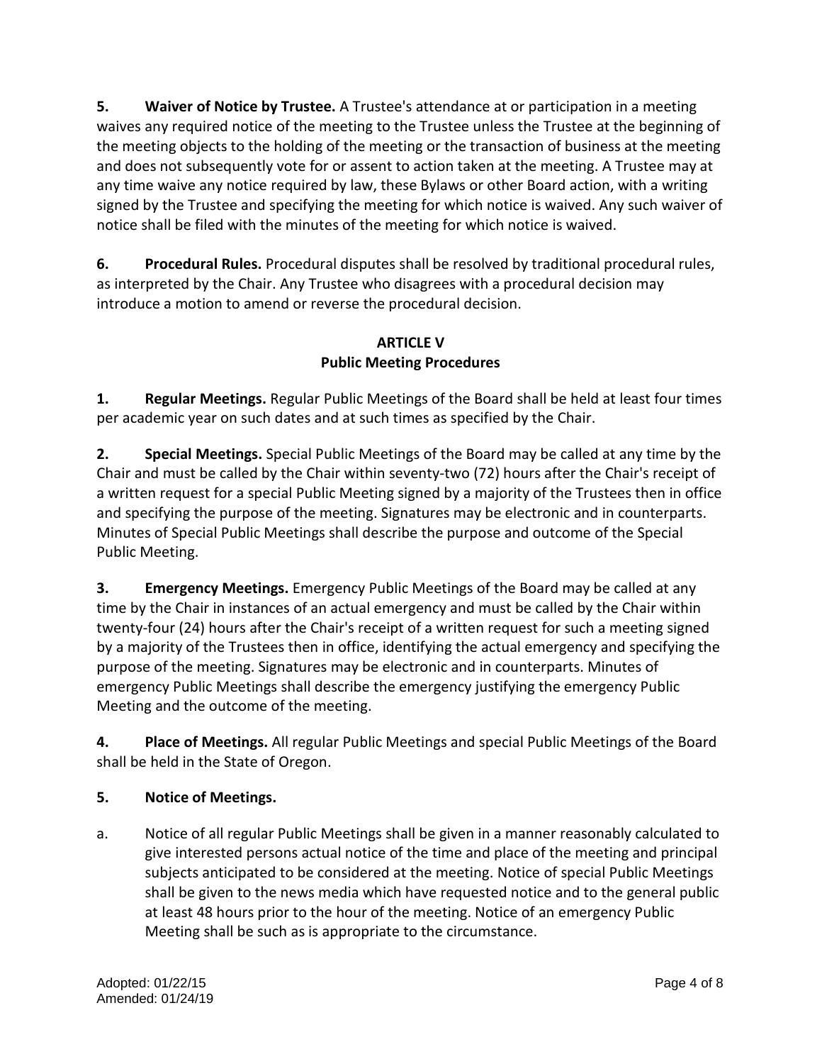**5. Waiver of Notice by Trustee.** A Trustee's attendance at or participation in a meeting waives any required notice of the meeting to the Trustee unless the Trustee at the beginning of the meeting objects to the holding of the meeting or the transaction of business at the meeting and does not subsequently vote for or assent to action taken at the meeting. A Trustee may at any time waive any notice required by law, these Bylaws or other Board action, with a writing signed by the Trustee and specifying the meeting for which notice is waived. Any such waiver of notice shall be filed with the minutes of the meeting for which notice is waived.

**6. Procedural Rules.** Procedural disputes shall be resolved by traditional procedural rules, as interpreted by the Chair. Any Trustee who disagrees with a procedural decision may introduce a motion to amend or reverse the procedural decision.

## ARTICLE V
## Public Meeting Procedures

**1. Regular Meetings.** Regular Public Meetings of the Board shall be held at least four times per academic year on such dates and at such times as specified by the Chair.

**2. Special Meetings.** Special Public Meetings of the Board may be called at any time by the Chair and must be called by the Chair within seventy-two (72) hours after the Chair's receipt of a written request for a special Public Meeting signed by a majority of the Trustees then in office and specifying the purpose of the meeting. Signatures may be electronic and in counterparts. Minutes of Special Public Meetings shall describe the purpose and outcome of the Special Public Meeting.

**3. Emergency Meetings.** Emergency Public Meetings of the Board may be called at any time by the Chair in instances of an actual emergency and must be called by the Chair within twenty-four (24) hours after the Chair's receipt of a written request for such a meeting signed by a majority of the Trustees then in office, identifying the actual emergency and specifying the purpose of the meeting. Signatures may be electronic and in counterparts. Minutes of emergency Public Meetings shall describe the emergency justifying the emergency Public Meeting and the outcome of the meeting.

**4. Place of Meetings.** All regular Public Meetings and special Public Meetings of the Board shall be held in the State of Oregon.

**5. Notice of Meetings.**

a. Notice of all regular Public Meetings shall be given in a manner reasonably calculated to give interested persons actual notice of the time and place of the meeting and principal subjects anticipated to be considered at the meeting. Notice of special Public Meetings shall be given to the news media which have requested notice and to the general public at least 48 hours prior to the hour of the meeting. Notice of an emergency Public Meeting shall be such as is appropriate to the circumstance.

Adopted: 01/22/15
Amended: 01/24/19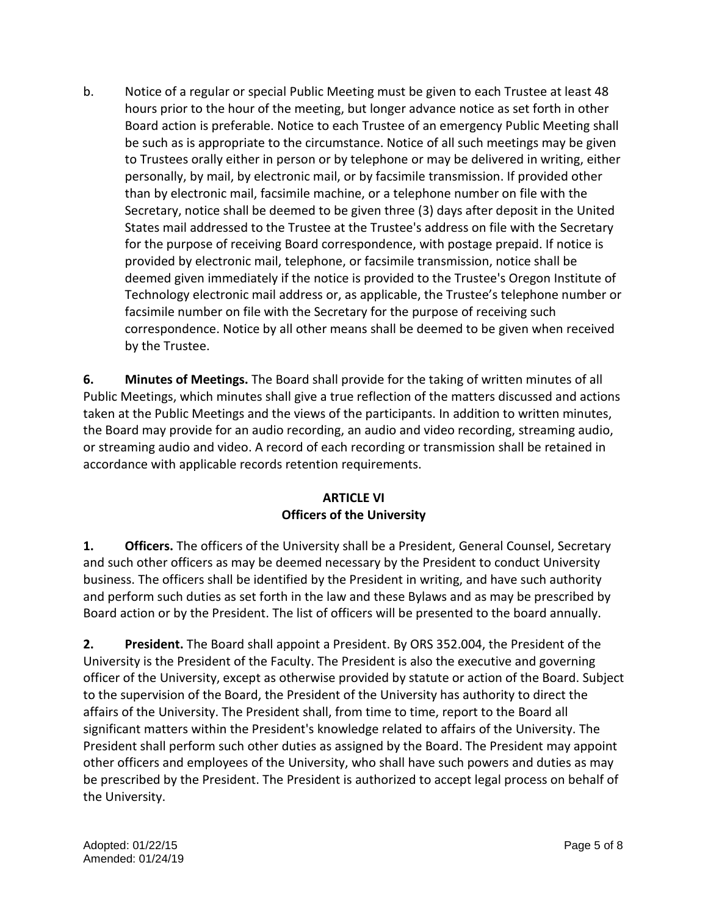b. Notice of a regular or special Public Meeting must be given to each Trustee at least 48 hours prior to the hour of the meeting, but longer advance notice as set forth in other Board action is preferable. Notice to each Trustee of an emergency Public Meeting shall be such as is appropriate to the circumstance. Notice of all such meetings may be given to Trustees orally either in person or by telephone or may be delivered in writing, either personally, by mail, by electronic mail, or by facsimile transmission. If provided other than by electronic mail, facsimile machine, or a telephone number on file with the Secretary, notice shall be deemed to be given three (3) days after deposit in the United States mail addressed to the Trustee at the Trustee's address on file with the Secretary for the purpose of receiving Board correspondence, with postage prepaid. If notice is provided by electronic mail, telephone, or facsimile transmission, notice shall be deemed given immediately if the notice is provided to the Trustee's Oregon Institute of Technology electronic mail address or, as applicable, the Trustee's telephone number or facsimile number on file with the Secretary for the purpose of receiving such correspondence. Notice by all other means shall be deemed to be given when received by the Trustee.

**6. Minutes of Meetings.** The Board shall provide for the taking of written minutes of all Public Meetings, which minutes shall give a true reflection of the matters discussed and actions taken at the Public Meetings and the views of the participants. In addition to written minutes, the Board may provide for an audio recording, an audio and video recording, streaming audio, or streaming audio and video. A record of each recording or transmission shall be retained in accordance with applicable records retention requirements.

## ARTICLE VI
## Officers of the University

**1. Officers.** The officers of the University shall be a President, General Counsel, Secretary and such other officers as may be deemed necessary by the President to conduct University business. The officers shall be identified by the President in writing, and have such authority and perform such duties as set forth in the law and these Bylaws and as may be prescribed by Board action or by the President. The list of officers will be presented to the board annually.

**2. President.** The Board shall appoint a President. By ORS 352.004, the President of the University is the President of the Faculty. The President is also the executive and governing officer of the University, except as otherwise provided by statute or action of the Board. Subject to the supervision of the Board, the President of the University has authority to direct the affairs of the University. The President shall, from time to time, report to the Board all significant matters within the President's knowledge related to affairs of the University. The President shall perform such other duties as assigned by the Board. The President may appoint other officers and employees of the University, who shall have such powers and duties as may be prescribed by the President. The President is authorized to accept legal process on behalf of the University.

Adopted: 01/22/15
Amended: 01/24/19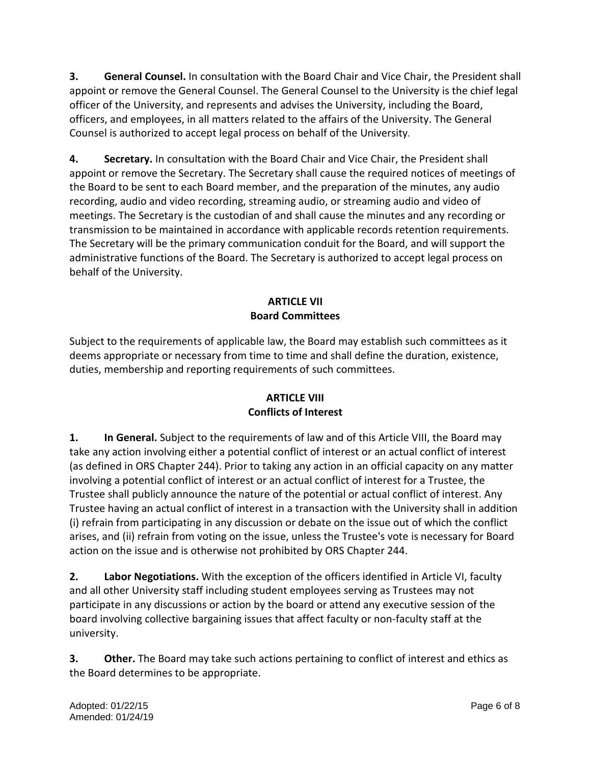**3. General Counsel.** In consultation with the Board Chair and Vice Chair, the President shall appoint or remove the General Counsel. The General Counsel to the University is the chief legal officer of the University, and represents and advises the University, including the Board, officers, and employees, in all matters related to the affairs of the University. The General Counsel is authorized to accept legal process on behalf of the University.

**4. Secretary.** In consultation with the Board Chair and Vice Chair, the President shall appoint or remove the Secretary. The Secretary shall cause the required notices of meetings of the Board to be sent to each Board member, and the preparation of the minutes, any audio recording, audio and video recording, streaming audio, or streaming audio and video of meetings. The Secretary is the custodian of and shall cause the minutes and any recording or transmission to be maintained in accordance with applicable records retention requirements. The Secretary will be the primary communication conduit for the Board, and will support the administrative functions of the Board. The Secretary is authorized to accept legal process on behalf of the University.

## ARTICLE VII
## Board Committees

Subject to the requirements of applicable law, the Board may establish such committees as it deems appropriate or necessary from time to time and shall define the duration, existence, duties, membership and reporting requirements of such committees.

## ARTICLE VIII
## Conflicts of Interest

**1. In General.** Subject to the requirements of law and of this Article VIII, the Board may take any action involving either a potential conflict of interest or an actual conflict of interest (as defined in ORS Chapter 244). Prior to taking any action in an official capacity on any matter involving a potential conflict of interest or an actual conflict of interest for a Trustee, the Trustee shall publicly announce the nature of the potential or actual conflict of interest. Any Trustee having an actual conflict of interest in a transaction with the University shall in addition (i) refrain from participating in any discussion or debate on the issue out of which the conflict arises, and (ii) refrain from voting on the issue, unless the Trustee's vote is necessary for Board action on the issue and is otherwise not prohibited by ORS Chapter 244.

**2. Labor Negotiations.** With the exception of the officers identified in Article VI, faculty and all other University staff including student employees serving as Trustees may not participate in any discussions or action by the board or attend any executive session of the board involving collective bargaining issues that affect faculty or non-faculty staff at the university.

**3. Other.** The Board may take such actions pertaining to conflict of interest and ethics as the Board determines to be appropriate.

Adopted: 01/22/15
Amended: 01/24/19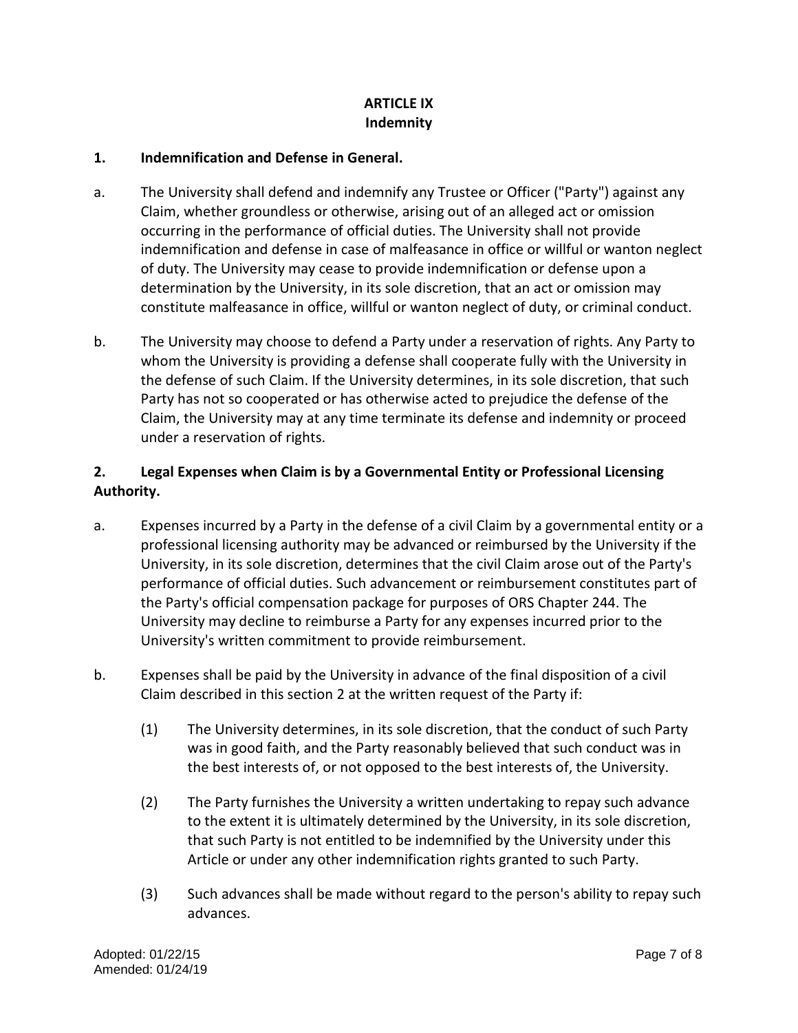## ARTICLE IX
## Indemnity

**1. Indemnification and Defense in General.**

a. The University shall defend and indemnify any Trustee or Officer ("Party") against any Claim, whether groundless or otherwise, arising out of an alleged act or omission occurring in the performance of official duties. The University shall not provide indemnification and defense in case of malfeasance in office or willful or wanton neglect of duty. The University may cease to provide indemnification or defense upon a determination by the University, in its sole discretion, that an act or omission may constitute malfeasance in office, willful or wanton neglect of duty, or criminal conduct.

b. The University may choose to defend a Party under a reservation of rights. Any Party to whom the University is providing a defense shall cooperate fully with the University in the defense of such Claim. If the University determines, in its sole discretion, that such Party has not so cooperated or has otherwise acted to prejudice the defense of the Claim, the University may at any time terminate its defense and indemnity or proceed under a reservation of rights.

**2. Legal Expenses when Claim is by a Governmental Entity or Professional Licensing Authority.**

a. Expenses incurred by a Party in the defense of a civil Claim by a governmental entity or a professional licensing authority may be advanced or reimbursed by the University if the University, in its sole discretion, determines that the civil Claim arose out of the Party's performance of official duties. Such advancement or reimbursement constitutes part of the Party's official compensation package for purposes of ORS Chapter 244. The University may decline to reimburse a Party for any expenses incurred prior to the University's written commitment to provide reimbursement.

b. Expenses shall be paid by the University in advance of the final disposition of a civil Claim described in this section 2 at the written request of the Party if:

(1) The University determines, in its sole discretion, that the conduct of such Party was in good faith, and the Party reasonably believed that such conduct was in the best interests of, or not opposed to the best interests of, the University.

(2) The Party furnishes the University a written undertaking to repay such advance to the extent it is ultimately determined by the University, in its sole discretion, that such Party is not entitled to be indemnified by the University under this Article or under any other indemnification rights granted to such Party.

(3) Such advances shall be made without regard to the person's ability to repay such advances.

Adopted: 01/22/15
Amended: 01/24/19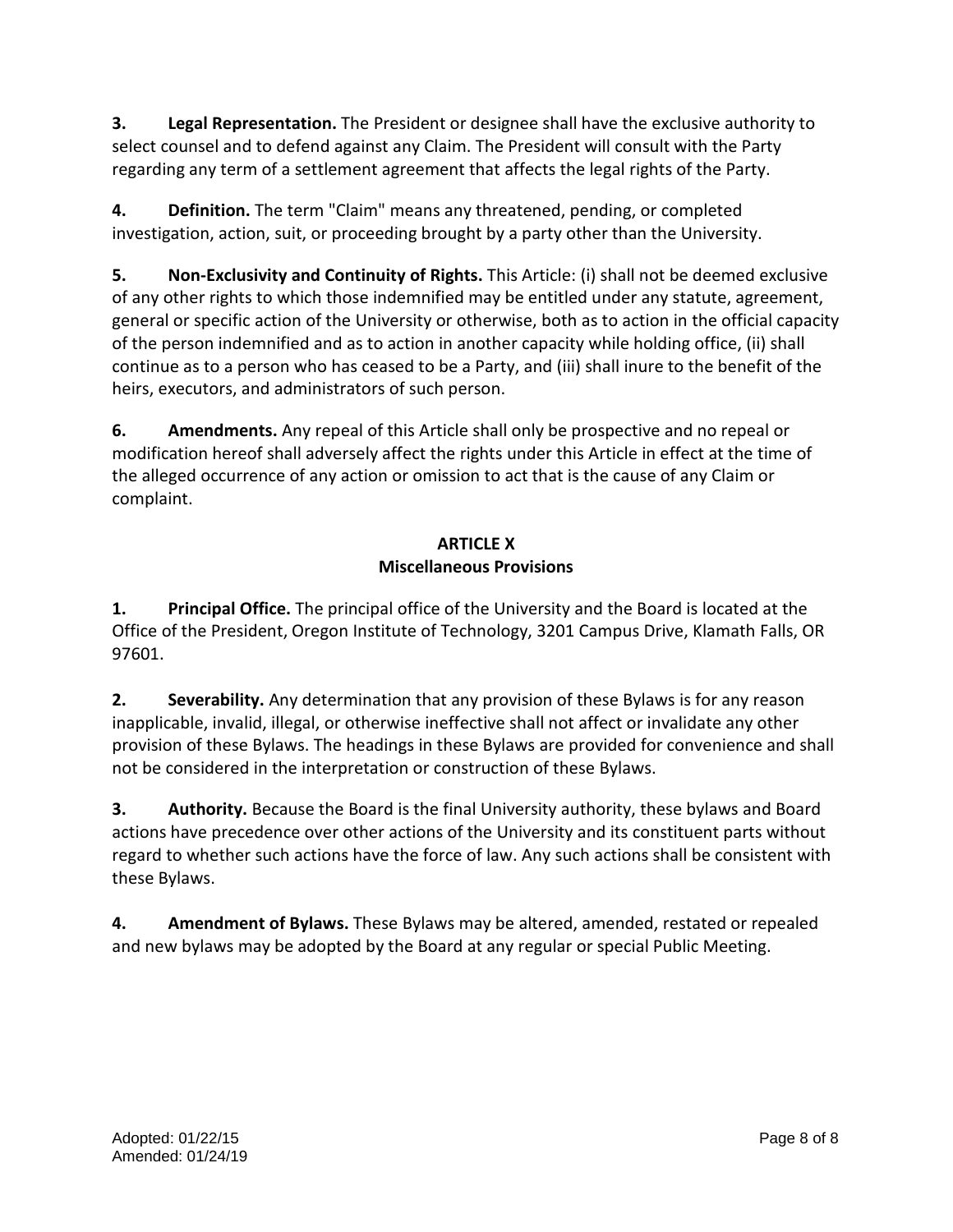**3. Legal Representation.** The President or designee shall have the exclusive authority to select counsel and to defend against any Claim. The President will consult with the Party regarding any term of a settlement agreement that affects the legal rights of the Party.

**4. Definition.** The term "Claim" means any threatened, pending, or completed investigation, action, suit, or proceeding brought by a party other than the University.

**5. Non-Exclusivity and Continuity of Rights.** This Article: (i) shall not be deemed exclusive of any other rights to which those indemnified may be entitled under any statute, agreement, general or specific action of the University or otherwise, both as to action in the official capacity of the person indemnified and as to action in another capacity while holding office, (ii) shall continue as to a person who has ceased to be a Party, and (iii) shall inure to the benefit of the heirs, executors, and administrators of such person.

**6. Amendments.** Any repeal of this Article shall only be prospective and no repeal or modification hereof shall adversely affect the rights under this Article in effect at the time of the alleged occurrence of any action or omission to act that is the cause of any Claim or complaint.

## ARTICLE X
## Miscellaneous Provisions

**1. Principal Office.** The principal office of the University and the Board is located at the Office of the President, Oregon Institute of Technology, 3201 Campus Drive, Klamath Falls, OR 97601.

**2. Severability.** Any determination that any provision of these Bylaws is for any reason inapplicable, invalid, illegal, or otherwise ineffective shall not affect or invalidate any other provision of these Bylaws. The headings in these Bylaws are provided for convenience and shall not be considered in the interpretation or construction of these Bylaws.

**3. Authority.** Because the Board is the final University authority, these bylaws and Board actions have precedence over other actions of the University and its constituent parts without regard to whether such actions have the force of law. Any such actions shall be consistent with these Bylaws.

**4. Amendment of Bylaws.** These Bylaws may be altered, amended, restated or repealed and new bylaws may be adopted by the Board at any regular or special Public Meeting.

Adopted: 01/22/15
Amended: 01/24/19